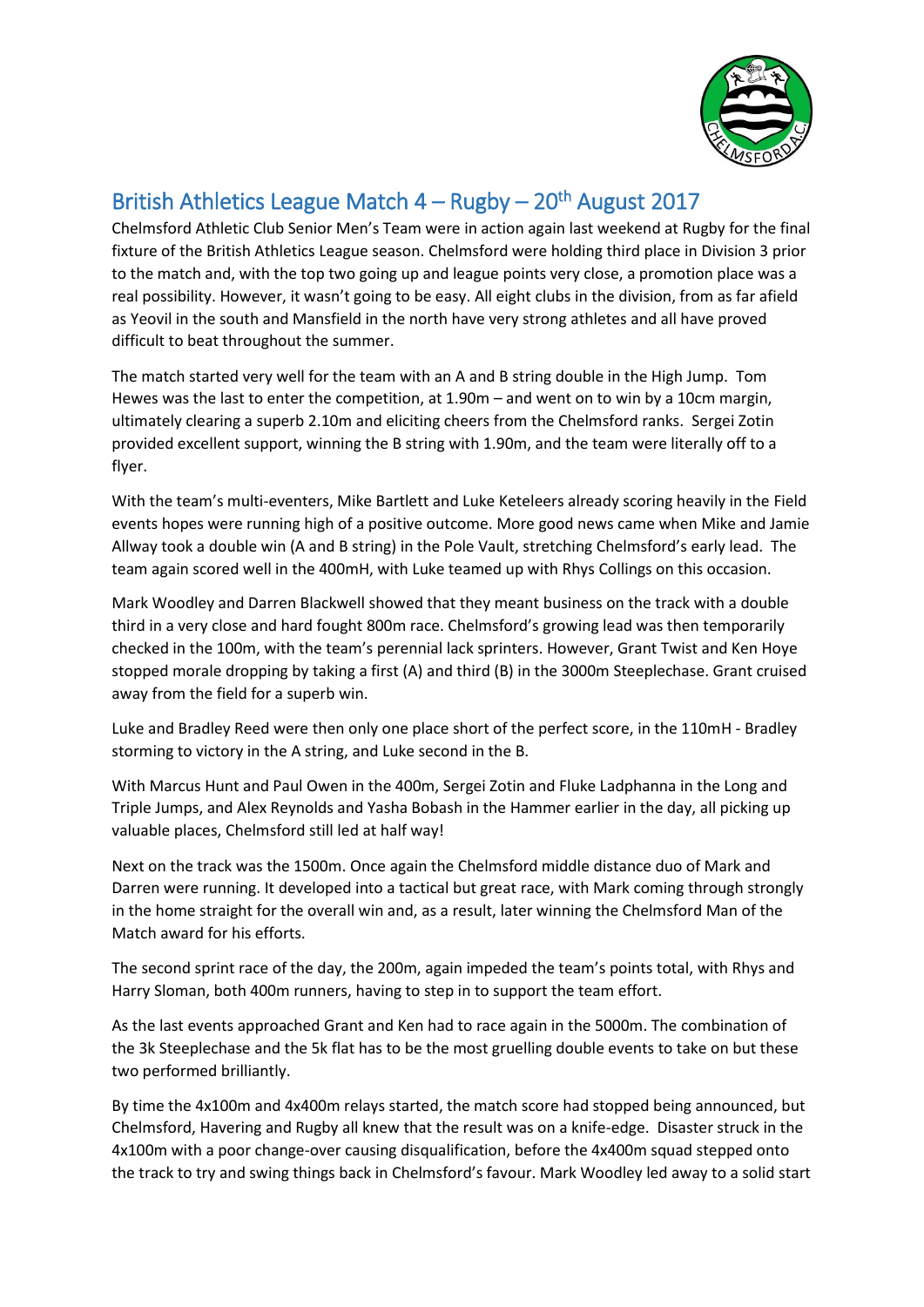## British Athletics League Match 4 – Rugby – 20th August 2017

Chelmsford Athletic Club Senior Men's Team were in action again last weekend at Rugby for the final fixture of the British Athletics League season. Chelmsford were holding third place in Division 3 prior to the match and, with the top two going up and league points very close, a promotion place was a real possibility. However, it wasn't going to be easy. All eight clubs in the division, from as far afield as Yeovil in the south and Mansfield in the north have very strong athletes and all have proved difficult to beat throughout the summer.

The match started very well for the team with an A and B string double in the High Jump. Tom Hewes was the last to enter the competition, at 1.90m – and went on to win by a 10cm margin, ultimately clearing a superb 2.10m and eliciting cheers from the Chelmsford ranks. Sergei Zotin provided excellent support, winning the B string with 1.90m, and the team were literally off to a flyer.

With the team's multi-eventers, Mike Bartlett and Luke Keteleers already scoring heavily in the Field events hopes were running high of a positive outcome. More good news came when Mike and Jamie Allway took a double win (A and B string) in the Pole Vault, stretching Chelmsford's early lead. The team again scored well in the 400mH, with Luke teamed up with Rhys Collings on this occasion.

Mark Woodley and Darren Blackwell showed that they meant business on the track with a double third in a very close and hard fought 800m race. Chelmsford's growing lead was then temporarily checked in the 100m, with the team's perennial lack sprinters. However, Grant Twist and Ken Hoye stopped morale dropping by taking a first (A) and third (B) in the 3000m Steeplechase. Grant cruised away from the field for a superb win.

Luke and Bradley Reed were then only one place short of the perfect score, in the 110mH - Bradley storming to victory in the A string, and Luke second in the B.

With Marcus Hunt and Paul Owen in the 400m, Sergei Zotin and Fluke Ladphanna in the Long and Triple Jumps, and Alex Reynolds and Yasha Bobash in the Hammer earlier in the day, all picking up valuable places, Chelmsford still led at half way!

Next on the track was the 1500m. Once again the Chelmsford middle distance duo of Mark and Darren were running. It developed into a tactical but great race, with Mark coming through strongly in the home straight for the overall win and, as a result, later winning the Chelmsford Man of the Match award for his efforts.

The second sprint race of the day, the 200m, again impeded the team's points total, with Rhys and Harry Sloman, both 400m runners, having to step in to support the team effort.

As the last events approached Grant and Ken had to race again in the 5000m. The combination of the 3k Steeplechase and the 5k flat has to be the most gruelling double events to take on but these two performed brilliantly.

By time the 4x100m and 4x400m relays started, the match score had stopped being announced, but Chelmsford, Havering and Rugby all knew that the result was on a knife-edge. Disaster struck in the 4x100m with a poor change-over causing disqualification, before the 4x400m squad stepped onto the track to try and swing things back in Chelmsford's favour. Mark Woodley led away to a solid start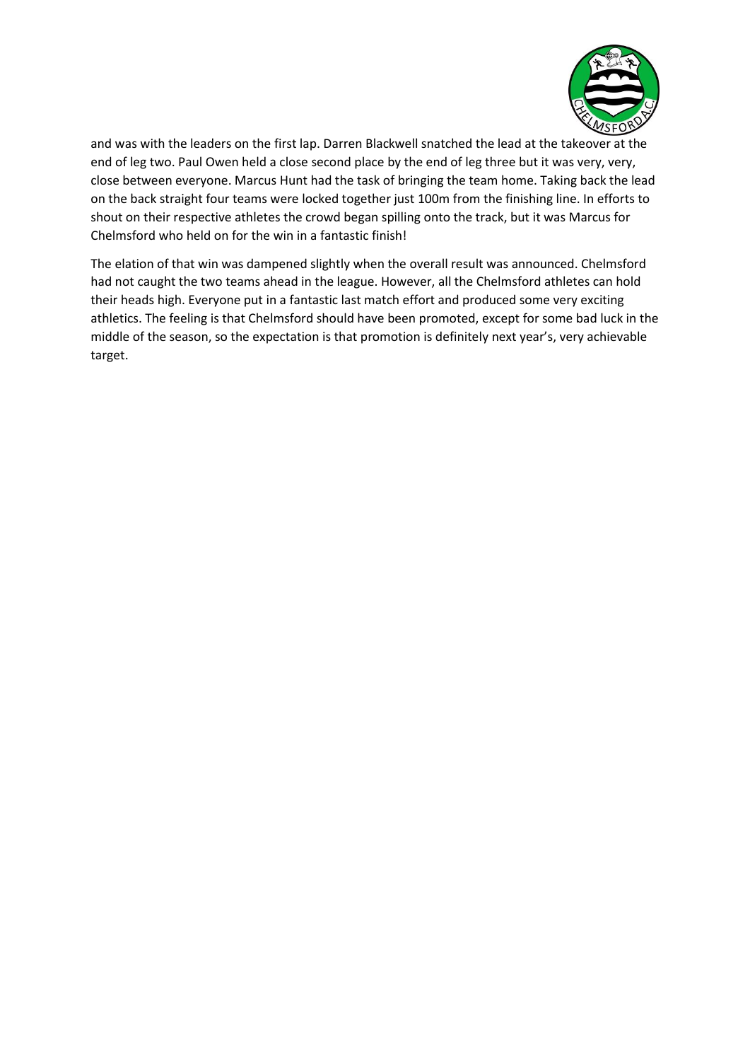and was with the leaders on the first lap. Darren Blackwell snatched the lead at the takeover at the end of leg two. Paul Owen held a close second place by the end of leg three but it was very, very, close between everyone. Marcus Hunt had the task of bringing the team home. Taking back the lead on the back straight four teams were locked together just 100m from the finishing line. In efforts to shout on their respective athletes the crowd began spilling onto the track, but it was Marcus for Chelmsford who held on for the win in a fantastic finish!

The elation of that win was dampened slightly when the overall result was announced. Chelmsford had not caught the two teams ahead in the league. However, all the Chelmsford athletes can hold their heads high. Everyone put in a fantastic last match effort and produced some very exciting athletics. The feeling is that Chelmsford should have been promoted, except for some bad luck in the middle of the season, so the expectation is that promotion is definitely next year's, very achievable target.